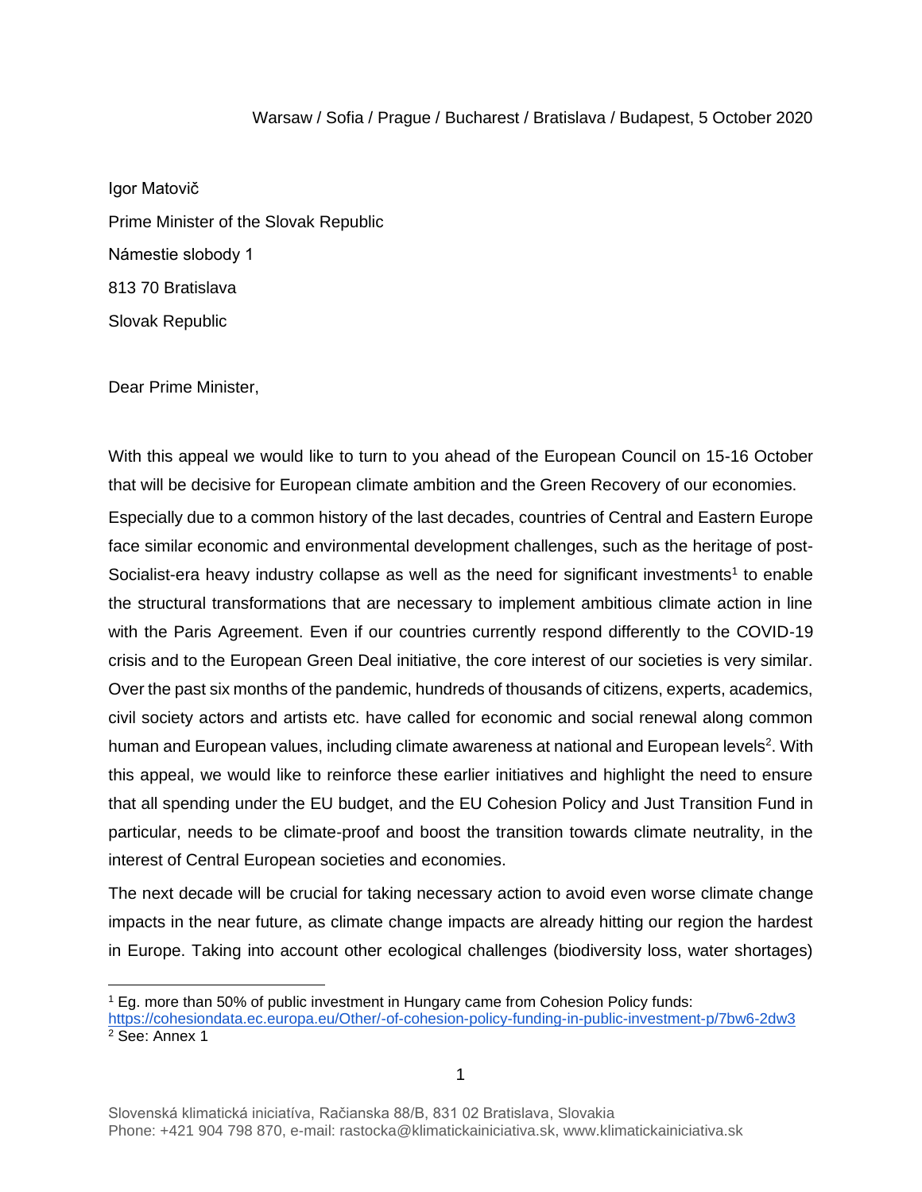Warsaw / Sofia / Prague / Bucharest / Bratislava / Budapest, 5 October 2020

Igor Matovič

Prime Minister of the Slovak Republic

Námestie slobody 1

813 70 Bratislava

Slovak Republic

Dear Prime Minister,

With this appeal we would like to turn to you ahead of the European Council on 15-16 October that will be decisive for European climate ambition and the Green Recovery of our economies.

Especially due to a common history of the last decades, countries of Central and Eastern Europe face similar economic and environmental development challenges, such as the heritage of post-Socialist-era heavy industry collapse as well as the need for significant investments[1] to enable the structural transformations that are necessary to implement ambitious climate action in line with the Paris Agreement. Even if our countries currently respond differently to the COVID-19 crisis and to the European Green Deal initiative, the core interest of our societies is very similar. Over the past six months of the pandemic, hundreds of thousands of citizens, experts, academics, civil society actors and artists etc. have called for economic and social renewal along common human and European values, including climate awareness at national and European levels[2]. With this appeal, we would like to reinforce these earlier initiatives and highlight the need to ensure that all spending under the EU budget, and the EU Cohesion Policy and Just Transition Fund in particular, needs to be climate-proof and boost the transition towards climate neutrality, in the interest of Central European societies and economies.

The next decade will be crucial for taking necessary action to avoid even worse climate change impacts in the near future, as climate change impacts are already hitting our region the hardest in Europe. Taking into account other ecological challenges (biodiversity loss, water shortages)

---

[1] Eg. more than 50% of public investment in Hungary came from Cohesion Policy funds: https://cohesiondata.ec.europa.eu/Other/-of-cohesion-policy-funding-in-public-investment-p/7bw6-2dw3

[2] See: Annex 1

Slovenská klimatická iniciatíva, Račianska 88/B, 831 02 Bratislava, Slovakia
Phone: +421 904 798 870, e-mail: rastocka@klimatickainiciativa.sk, www.klimatickainiciativa.sk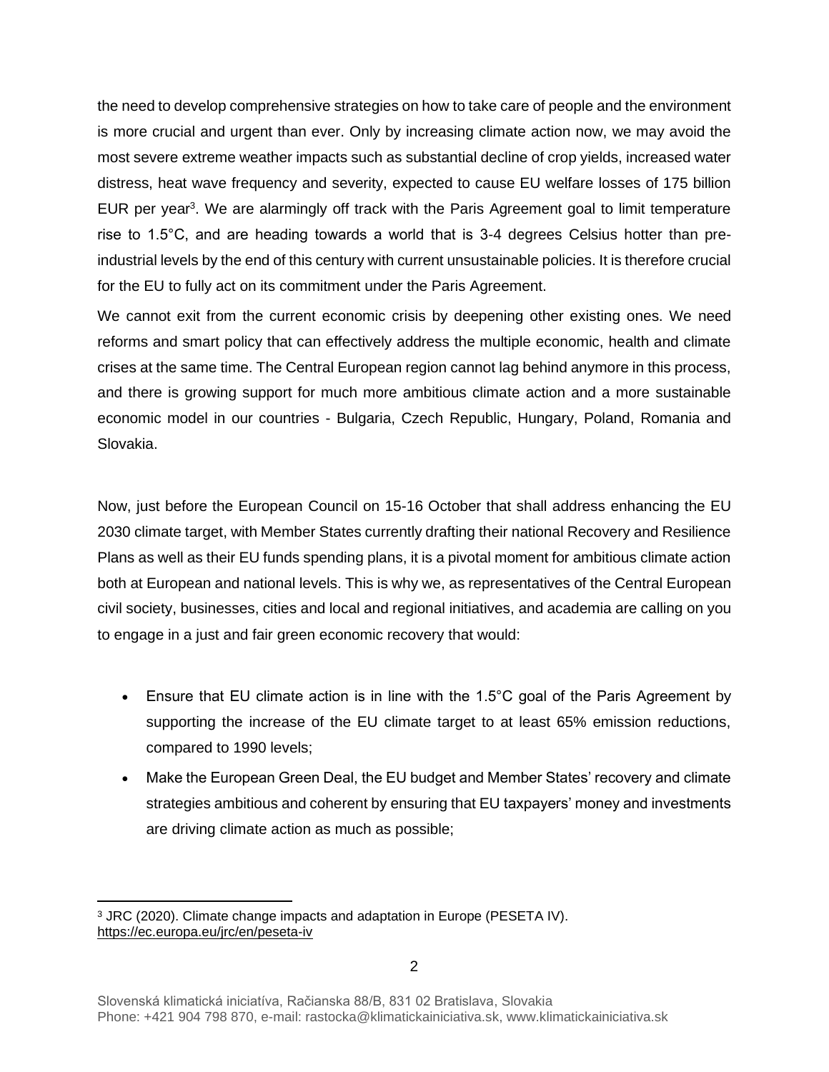the need to develop comprehensive strategies on how to take care of people and the environment is more crucial and urgent than ever. Only by increasing climate action now, we may avoid the most severe extreme weather impacts such as substantial decline of crop yields, increased water distress, heat wave frequency and severity, expected to cause EU welfare losses of 175 billion EUR per year[3]. We are alarmingly off track with the Paris Agreement goal to limit temperature rise to 1.5°C, and are heading towards a world that is 3-4 degrees Celsius hotter than pre-industrial levels by the end of this century with current unsustainable policies. It is therefore crucial for the EU to fully act on its commitment under the Paris Agreement.

We cannot exit from the current economic crisis by deepening other existing ones. We need reforms and smart policy that can effectively address the multiple economic, health and climate crises at the same time. The Central European region cannot lag behind anymore in this process, and there is growing support for much more ambitious climate action and a more sustainable economic model in our countries - Bulgaria, Czech Republic, Hungary, Poland, Romania and Slovakia.

Now, just before the European Council on 15-16 October that shall address enhancing the EU 2030 climate target, with Member States currently drafting their national Recovery and Resilience Plans as well as their EU funds spending plans, it is a pivotal moment for ambitious climate action both at European and national levels. This is why we, as representatives of the Central European civil society, businesses, cities and local and regional initiatives, and academia are calling on you to engage in a just and fair green economic recovery that would:

- Ensure that EU climate action is in line with the 1.5°C goal of the Paris Agreement by supporting the increase of the EU climate target to at least 65% emission reductions, compared to 1990 levels;
- Make the European Green Deal, the EU budget and Member States' recovery and climate strategies ambitious and coherent by ensuring that EU taxpayers' money and investments are driving climate action as much as possible;

[3] JRC (2020). Climate change impacts and adaptation in Europe (PESETA IV). https://ec.europa.eu/jrc/en/peseta-iv

Slovenská klimatická iniciatíva, Račianska 88/B, 831 02 Bratislava, Slovakia
Phone: +421 904 798 870, e-mail: rastocka@klimatickainiciativa.sk, www.klimatickainiciativa.sk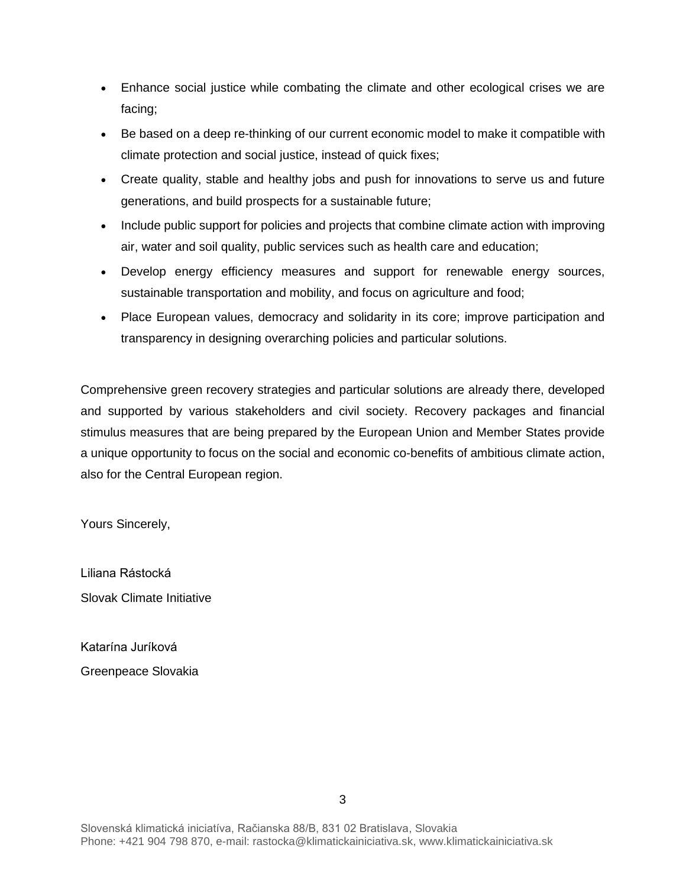- Enhance social justice while combating the climate and other ecological crises we are facing;
- Be based on a deep re-thinking of our current economic model to make it compatible with climate protection and social justice, instead of quick fixes;
- Create quality, stable and healthy jobs and push for innovations to serve us and future generations, and build prospects for a sustainable future;
- Include public support for policies and projects that combine climate action with improving air, water and soil quality, public services such as health care and education;
- Develop energy efficiency measures and support for renewable energy sources, sustainable transportation and mobility, and focus on agriculture and food;
- Place European values, democracy and solidarity in its core; improve participation and transparency in designing overarching policies and particular solutions.

Comprehensive green recovery strategies and particular solutions are already there, developed and supported by various stakeholders and civil society. Recovery packages and financial stimulus measures that are being prepared by the European Union and Member States provide a unique opportunity to focus on the social and economic co-benefits of ambitious climate action, also for the Central European region.

Yours Sincerely,

Liliana Rástocká
Slovak Climate Initiative

Katarína Juríková
Greenpeace Slovakia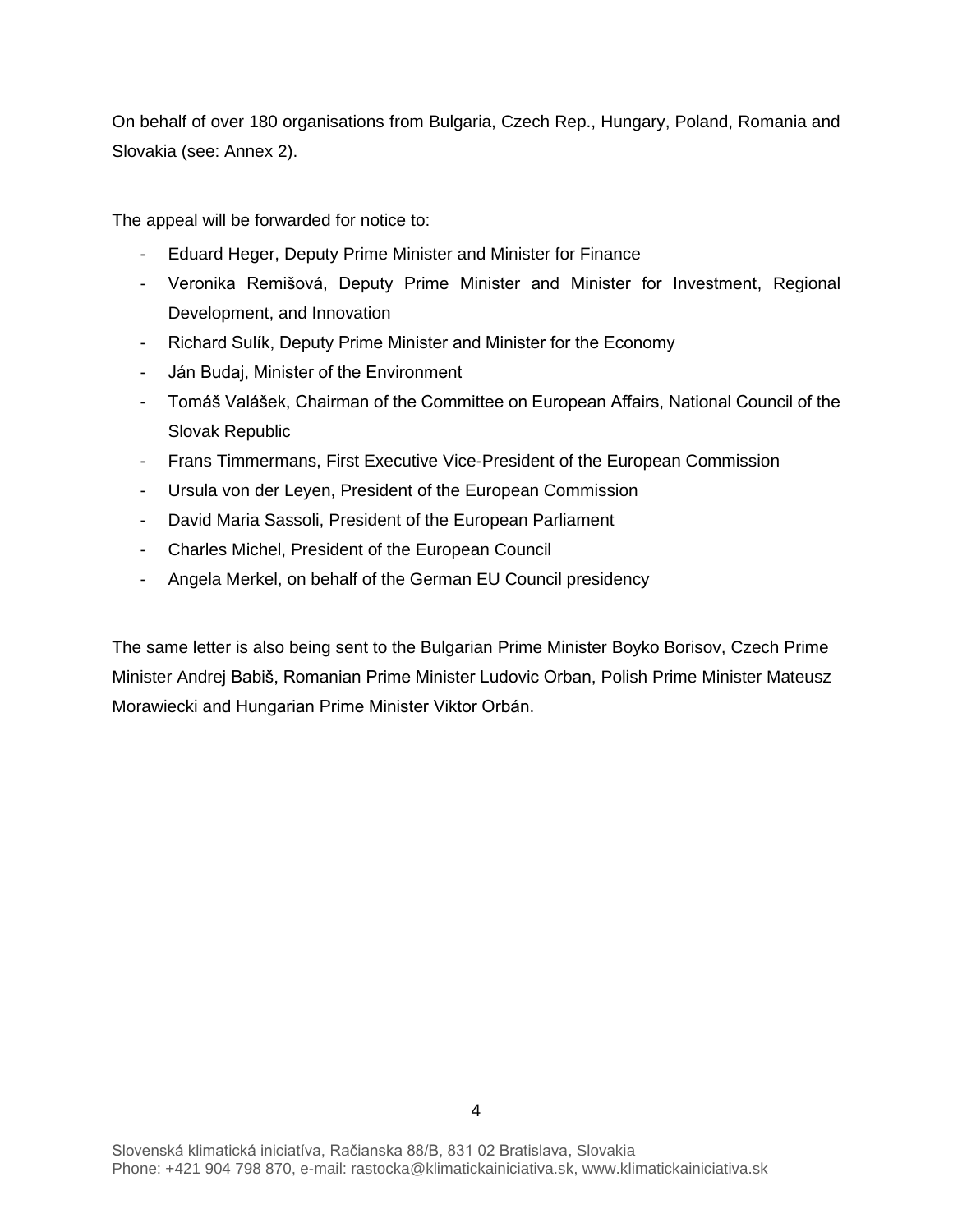On behalf of over 180 organisations from Bulgaria, Czech Rep., Hungary, Poland, Romania and Slovakia (see: Annex 2).

The appeal will be forwarded for notice to:

- Eduard Heger, Deputy Prime Minister and Minister for Finance
- Veronika Remišová, Deputy Prime Minister and Minister for Investment, Regional Development, and Innovation
- Richard Sulík, Deputy Prime Minister and Minister for the Economy
- Ján Budaj, Minister of the Environment
- Tomáš Valášek, Chairman of the Committee on European Affairs, National Council of the Slovak Republic
- Frans Timmermans, First Executive Vice-President of the European Commission
- Ursula von der Leyen, President of the European Commission
- David Maria Sassoli, President of the European Parliament
- Charles Michel, President of the European Council
- Angela Merkel, on behalf of the German EU Council presidency

The same letter is also being sent to the Bulgarian Prime Minister Boyko Borisov, Czech Prime Minister Andrej Babiš, Romanian Prime Minister Ludovic Orban, Polish Prime Minister Mateusz Morawiecki and Hungarian Prime Minister Viktor Orbán.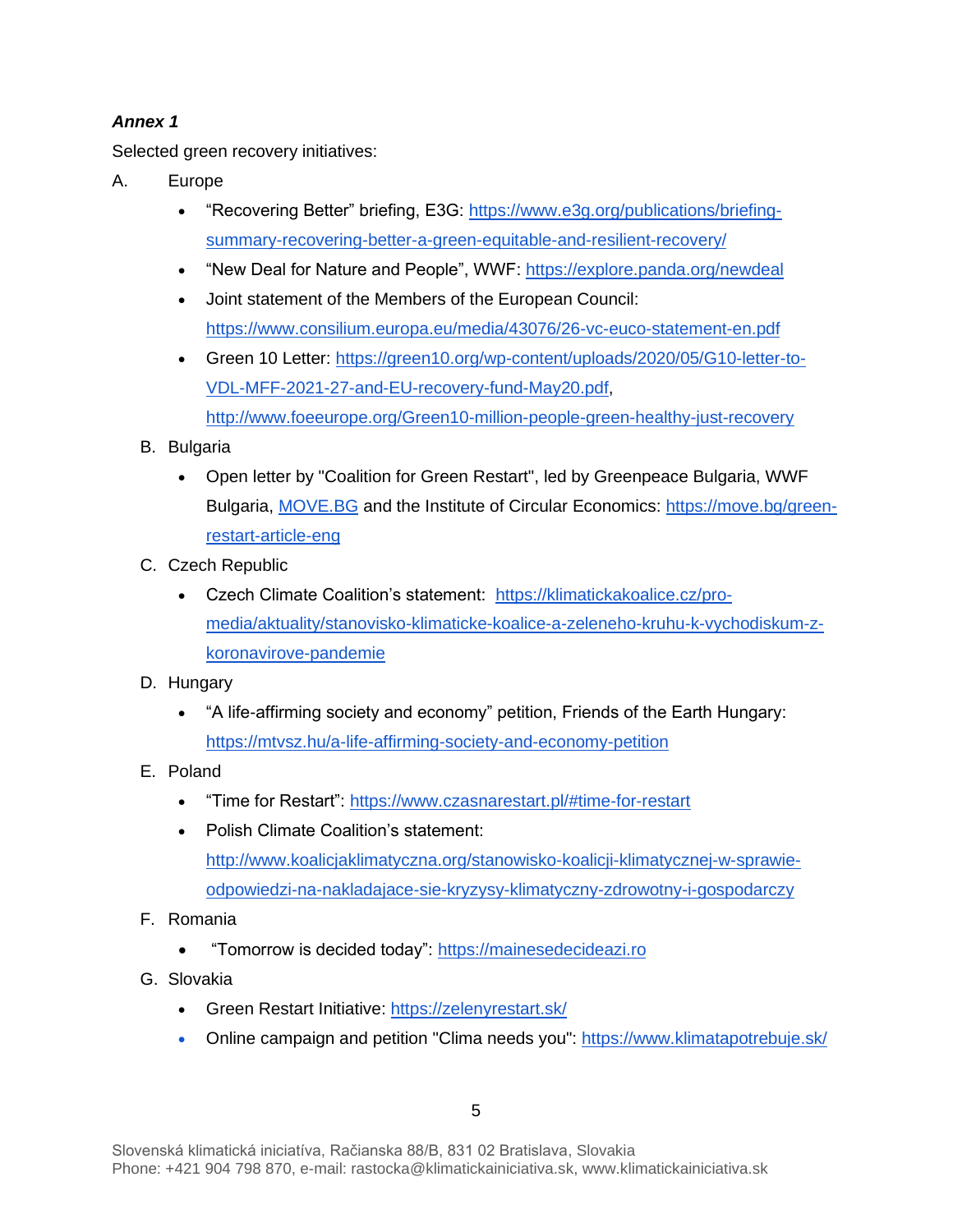***Annex 1***

Selected green recovery initiatives:

A. Europe

- "Recovering Better" briefing, E3G: https://www.e3g.org/publications/briefing-summary-recovering-better-a-green-equitable-and-resilient-recovery/
- "New Deal for Nature and People", WWF: https://explore.panda.org/newdeal
- Joint statement of the Members of the European Council: https://www.consilium.europa.eu/media/43076/26-vc-euco-statement-en.pdf
- Green 10 Letter: https://green10.org/wp-content/uploads/2020/05/G10-letter-to-VDL-MFF-2021-27-and-EU-recovery-fund-May20.pdf, http://www.foeeurope.org/Green10-million-people-green-healthy-just-recovery

B. Bulgaria

- Open letter by "Coalition for Green Restart", led by Greenpeace Bulgaria, WWF Bulgaria, MOVE.BG and the Institute of Circular Economics: https://move.bg/green-restart-article-eng

C. Czech Republic

- Czech Climate Coalition's statement: https://klimatickakoalice.cz/pro-media/aktuality/stanovisko-klimaticke-koalice-a-zeleneho-kruhu-k-vychodiskum-z-koronavirove-pandemie

D. Hungary

- "A life-affirming society and economy" petition, Friends of the Earth Hungary: https://mtvsz.hu/a-life-affirming-society-and-economy-petition

E. Poland

- "Time for Restart": https://www.czasnarestart.pl/#time-for-restart
- Polish Climate Coalition's statement: http://www.koalicjaklimatyczna.org/stanowisko-koalicji-klimatycznej-w-sprawie-odpowiedzi-na-nakladajace-sie-kryzysy-klimatyczny-zdrowotny-i-gospodarczy

F. Romania

- "Tomorrow is decided today": https://mainesedecideazi.ro

G. Slovakia

- Green Restart Initiative: https://zelenyrestart.sk/
- Online campaign and petition "Clima needs you": https://www.klimatapotrebuje.sk/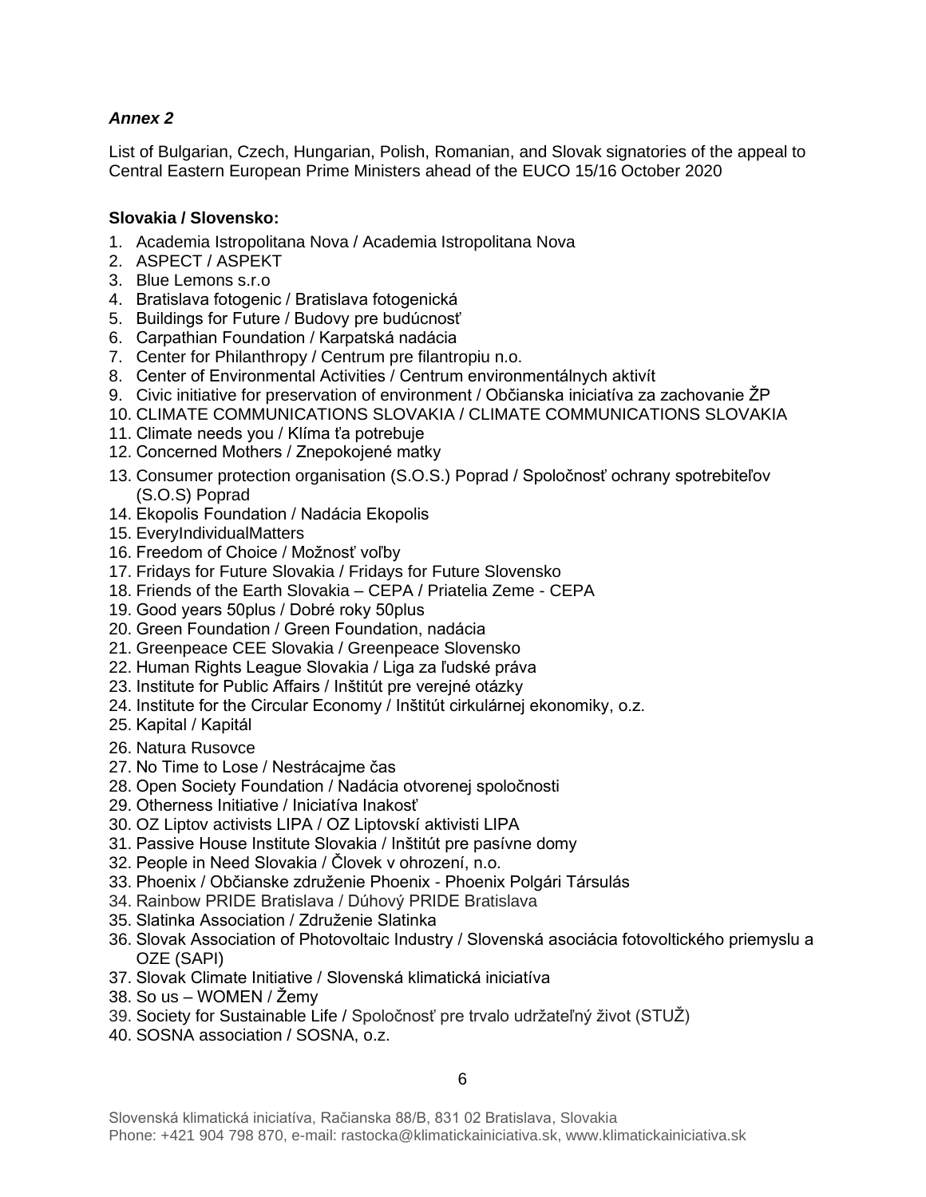***Annex 2***

List of Bulgarian, Czech, Hungarian, Polish, Romanian, and Slovak signatories of the appeal to Central Eastern European Prime Ministers ahead of the EUCO 15/16 October 2020

**Slovakia / Slovensko:**

1. Academia Istropolitana Nova / Academia Istropolitana Nova
2. ASPECT / ASPEKT
3. Blue Lemons s.r.o
4. Bratislava fotogenic / Bratislava fotogenická
5. Buildings for Future / Budovy pre budúcnosť
6. Carpathian Foundation / Karpatská nadácia
7. Center for Philanthropy / Centrum pre filantropiu n.o.
8. Center of Environmental Activities / Centrum environmentálnych aktivít
9. Civic initiative for preservation of environment / Občianska iniciatíva za zachovanie ŽP
10. CLIMATE COMMUNICATIONS SLOVAKIA / CLIMATE COMMUNICATIONS SLOVAKIA
11. Climate needs you / Klíma ťa potrebuje
12. Concerned Mothers / Znepokojené matky
13. Consumer protection organisation (S.O.S.) Poprad / Spoločnosť ochrany spotrebiteľov (S.O.S) Poprad
14. Ekopolis Foundation / Nadácia Ekopolis
15. EveryIndividualMatters
16. Freedom of Choice / Možnosť voľby
17. Fridays for Future Slovakia / Fridays for Future Slovensko
18. Friends of the Earth Slovakia – CEPA / Priatelia Zeme - CEPA
19. Good years 50plus / Dobré roky 50plus
20. Green Foundation / Green Foundation, nadácia
21. Greenpeace CEE Slovakia / Greenpeace Slovensko
22. Human Rights League Slovakia / Liga za ľudské práva
23. Institute for Public Affairs / Inštitút pre verejné otázky
24. Institute for the Circular Economy / Inštitút cirkulárnej ekonomiky, o.z.
25. Kapital / Kapitál
26. Natura Rusovce
27. No Time to Lose / Nestrácajme čas
28. Open Society Foundation / Nadácia otvorenej spoločnosti
29. Otherness Initiative / Iniciatíva Inakosť
30. OZ Liptov activists LIPA / OZ Liptovskí aktivisti LIPA
31. Passive House Institute Slovakia / Inštitút pre pasívne domy
32. People in Need Slovakia / Človek v ohrození, n.o.
33. Phoenix / Občianske združenie Phoenix - Phoenix Polgári Társulás
34. Rainbow PRIDE Bratislava / Dúhový PRIDE Bratislava
35. Slatinka Association / Združenie Slatinka
36. Slovak Association of Photovoltaic Industry / Slovenská asociácia fotovoltického priemyslu a OZE (SAPI)
37. Slovak Climate Initiative / Slovenská klimatická iniciatíva
38. So us – WOMEN / Žemy
39. Society for Sustainable Life / Spoločnosť pre trvalo udržateľný život (STUŽ)
40. SOSNA association / SOSNA, o.z.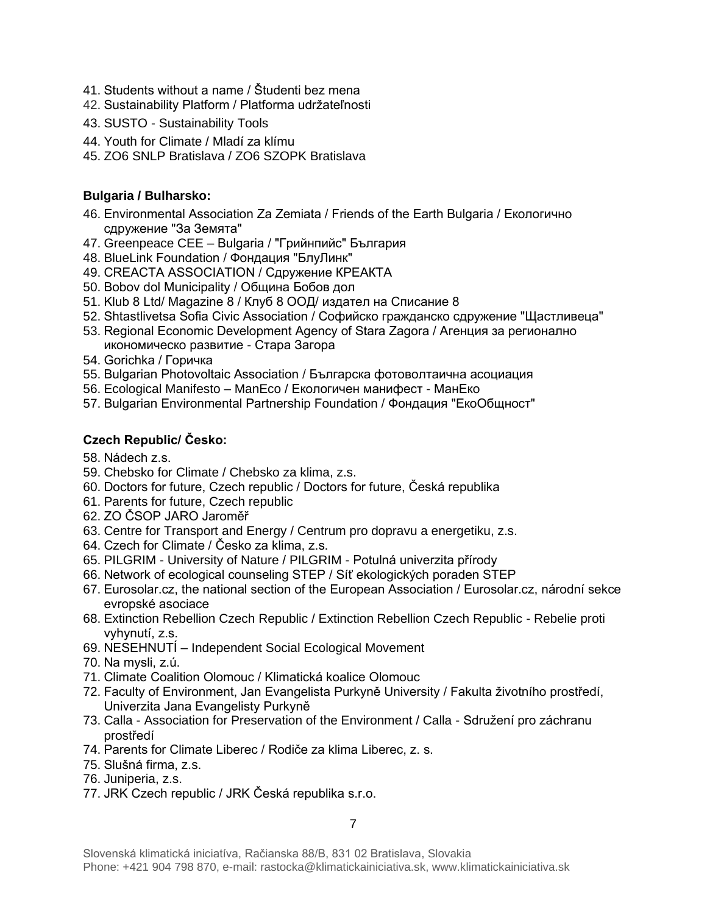41. Students without a name / Študenti bez mena
42. Sustainability Platform / Platforma udržateľnosti
43. SUSTO - Sustainability Tools
44. Youth for Climate / Mladí za klímu
45. ZO6 SNLP Bratislava / ZO6 SZOPK Bratislava

**Bulgaria / Bulharsko:**

46. Environmental Association Za Zemiata / Friends of the Earth Bulgaria / Екологично сдружение "За Земята"
47. Greenpeace CEE – Bulgaria / "Грийнпийс" България
48. BlueLink Foundation / Фондация "БлуЛинк"
49. CREACTA ASSOCIATION / Сдружение КРЕАКТА
50. Bobov dol Municipality / Община Бобов дол
51. Klub 8 Ltd/ Magazine 8 / Клуб 8 ООД/ издател на Списание 8
52. Shtastlivetsa Sofia Civic Association / Софийско гражданско сдружение "Щастливеца"
53. Regional Economic Development Agency of Stara Zagora / Агенция за регионално икономическо развитие - Стара Загора
54. Gorichka / Горичка
55. Bulgarian Photovoltaic Association / Българска фотоволтаична асоциация
56. Ecological Manifesto – ManEco / Екологичен манифест - МанЕко
57. Bulgarian Environmental Partnership Foundation / Фондация "ЕкоОбщност"

**Czech Republic/ Česko:**

58. Nádech z.s.
59. Chebsko for Climate / Chebsko za klima, z.s.
60. Doctors for future, Czech republic / Doctors for future, Česká republika
61. Parents for future, Czech republic
62. ZO ČSOP JARO Jaroměř
63. Centre for Transport and Energy / Centrum pro dopravu a energetiku, z.s.
64. Czech for Climate / Česko za klima, z.s.
65. PILGRIM - University of Nature / PILGRIM - Potulná univerzita přírody
66. Network of ecological counseling STEP / Síť ekologických poraden STEP
67. Eurosolar.cz, the national section of the European Association / Eurosolar.cz, národní sekce evropské asociace
68. Extinction Rebellion Czech Republic / Extinction Rebellion Czech Republic - Rebelie proti vyhynutí, z.s.
69. NESEHNUTÍ – Independent Social Ecological Movement
70. Na mysli, z.ú.
71. Climate Coalition Olomouc / Klimatická koalice Olomouc
72. Faculty of Environment, Jan Evangelista Purkyně University / Fakulta životního prostředí, Univerzita Jana Evangelisty Purkyně
73. Calla - Association for Preservation of the Environment / Calla - Sdružení pro záchranu prostředí
74. Parents for Climate Liberec / Rodiče za klima Liberec, z. s.
75. Slušná firma, z.s.
76. Juniperia, z.s.
77. JRK Czech republic / JRK Česká republika s.r.o.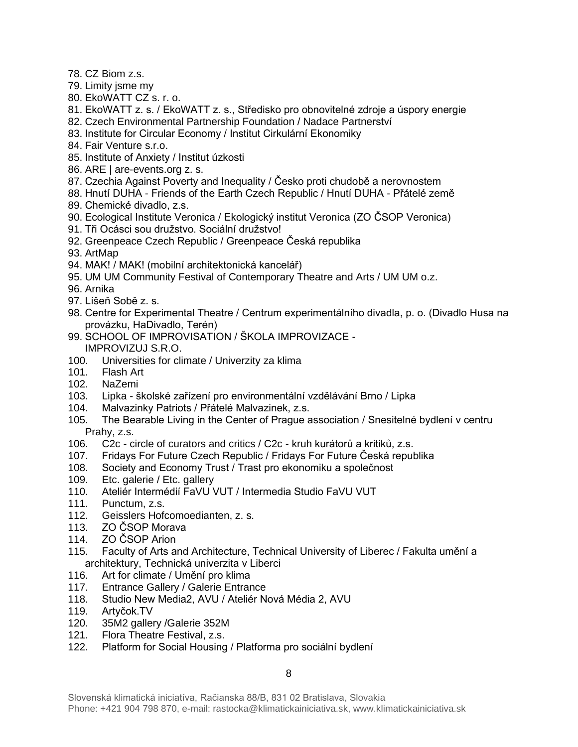78. CZ Biom z.s.
79. Limity jsme my
80. EkoWATT CZ s. r. o.
81. EkoWATT z. s. / EkoWATT z. s., Středisko pro obnovitelné zdroje a úspory energie
82. Czech Environmental Partnership Foundation / Nadace Partnerství
83. Institute for Circular Economy / Institut Cirkulární Ekonomiky
84. Fair Venture s.r.o.
85. Institute of Anxiety / Institut úzkosti
86. ARE | are-events.org z. s.
87. Czechia Against Poverty and Inequality / Česko proti chudobě a nerovnostem
88. Hnutí DUHA - Friends of the Earth Czech Republic / Hnutí DUHA - Přátelé země
89. Chemické divadlo, z.s.
90. Ecological Institute Veronica / Ekologický institut Veronica (ZO ČSOP Veronica)
91. Tři Ocásci sou družstvo. Sociální družstvo!
92. Greenpeace Czech Republic / Greenpeace Česká republika
93. ArtMap
94. MAK! / MAK! (mobilní architektonická kancelář)
95. UM UM Community Festival of Contemporary Theatre and Arts / UM UM o.z.
96. Arnika
97. Líšeň Sobě z. s.
98. Centre for Experimental Theatre / Centrum experimentálního divadla, p. o. (Divadlo Husa na provázku, HaDivadlo, Terén)
99. SCHOOL OF IMPROVISATION / ŠKOLA IMPROVIZACE - IMPROVIZUJ S.R.O.
100. Universities for climate / Univerzity za klima
101. Flash Art
102. NaZemi
103. Lipka - školské zařízení pro environmentální vzdělávání Brno / Lipka
104. Malvazinky Patriots / Přátelé Malvazinek, z.s.
105. The Bearable Living in the Center of Prague association / Snesitelné bydlení v centru Prahy, z.s.
106. C2c - circle of curators and critics / C2c - kruh kurátorů a kritiků, z.s.
107. Fridays For Future Czech Republic / Fridays For Future Česká republika
108. Society and Economy Trust / Trast pro ekonomiku a společnost
109. Etc. galerie / Etc. gallery
110. Ateliér Intermédií FaVU VUT / Intermedia Studio FaVU VUT
111. Punctum, z.s.
112. Geisslers Hofcomoedianten, z. s.
113. ZO ČSOP Morava
114. ZO ČSOP Arion
115. Faculty of Arts and Architecture, Technical University of Liberec / Fakulta umění a architektury, Technická univerzita v Liberci
116. Art for climate / Umění pro klima
117. Entrance Gallery / Galerie Entrance
118. Studio New Media2, AVU / Ateliér Nová Média 2, AVU
119. Artyčok.TV
120. 35M2 gallery /Galerie 352M
121. Flora Theatre Festival, z.s.
122. Platform for Social Housing / Platforma pro sociální bydlení

Slovenská klimatická iniciatíva, Račianska 88/B, 831 02 Bratislava, Slovakia
Phone: +421 904 798 870, e-mail: rastocka@klimatickainiciativa.sk, www.klimatickainiciativa.sk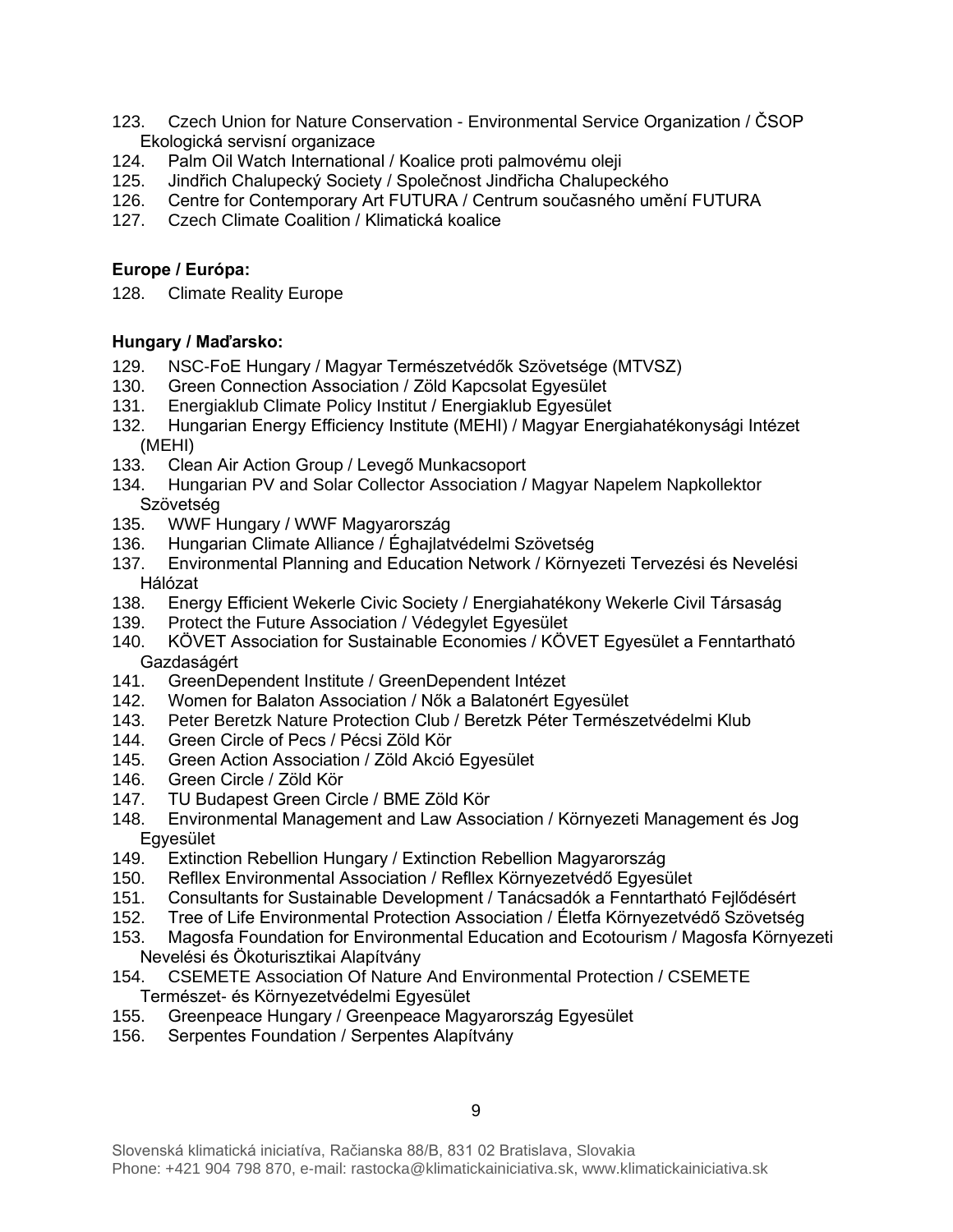123. Czech Union for Nature Conservation - Environmental Service Organization / ČSOP Ekologická servisní organizace
124. Palm Oil Watch International / Koalice proti palmovému oleji
125. Jindřich Chalupecký Society / Společnost Jindřicha Chalupeckého
126. Centre for Contemporary Art FUTURA / Centrum současného umění FUTURA
127. Czech Climate Coalition / Klimatická koalice

**Europe / Európa:**

128. Climate Reality Europe

**Hungary / Maďarsko:**

129. NSC-FoE Hungary / Magyar Természetvédők Szövetsége (MTVSZ)
130. Green Connection Association / Zöld Kapcsolat Egyesület
131. Energiaklub Climate Policy Institut / Energiaklub Egyesület
132. Hungarian Energy Efficiency Institute (MEHI) / Magyar Energiahatékonysági Intézet (MEHI)
133. Clean Air Action Group / Levegő Munkacsoport
134. Hungarian PV and Solar Collector Association / Magyar Napelem Napkollektor Szövetség
135. WWF Hungary / WWF Magyarország
136. Hungarian Climate Alliance / Éghajlatvédelmi Szövetség
137. Environmental Planning and Education Network / Környezeti Tervezési és Nevelési Hálózat
138. Energy Efficient Wekerle Civic Society / Energiahatékony Wekerle Civil Társaság
139. Protect the Future Association / Védegylet Egyesület
140. KÖVET Association for Sustainable Economies / KÖVET Egyesület a Fenntartható Gazdaságért
141. GreenDependent Institute / GreenDependent Intézet
142. Women for Balaton Association / Nők a Balatonért Egyesület
143. Peter Beretzk Nature Protection Club / Beretzk Péter Természetvédelmi Klub
144. Green Circle of Pecs / Pécsi Zöld Kör
145. Green Action Association / Zöld Akció Egyesület
146. Green Circle / Zöld Kör
147. TU Budapest Green Circle / BME Zöld Kör
148. Environmental Management and Law Association / Környezeti Management és Jog Egyesület
149. Extinction Rebellion Hungary / Extinction Rebellion Magyarország
150. Refllex Environmental Association / Refllex Környezetvédő Egyesület
151. Consultants for Sustainable Development / Tanácsadók a Fenntartható Fejlődésért
152. Tree of Life Environmental Protection Association / Életfa Környezetvédő Szövetség
153. Magosfa Foundation for Environmental Education and Ecotourism / Magosfa Környezeti Nevelési és Ökoturisztikai Alapítvány
154. CSEMETE Association Of Nature And Environmental Protection / CSEMETE Természet- és Környezetvédelmi Egyesület
155. Greenpeace Hungary / Greenpeace Magyarország Egyesület
156. Serpentes Foundation / Serpentes Alapítvány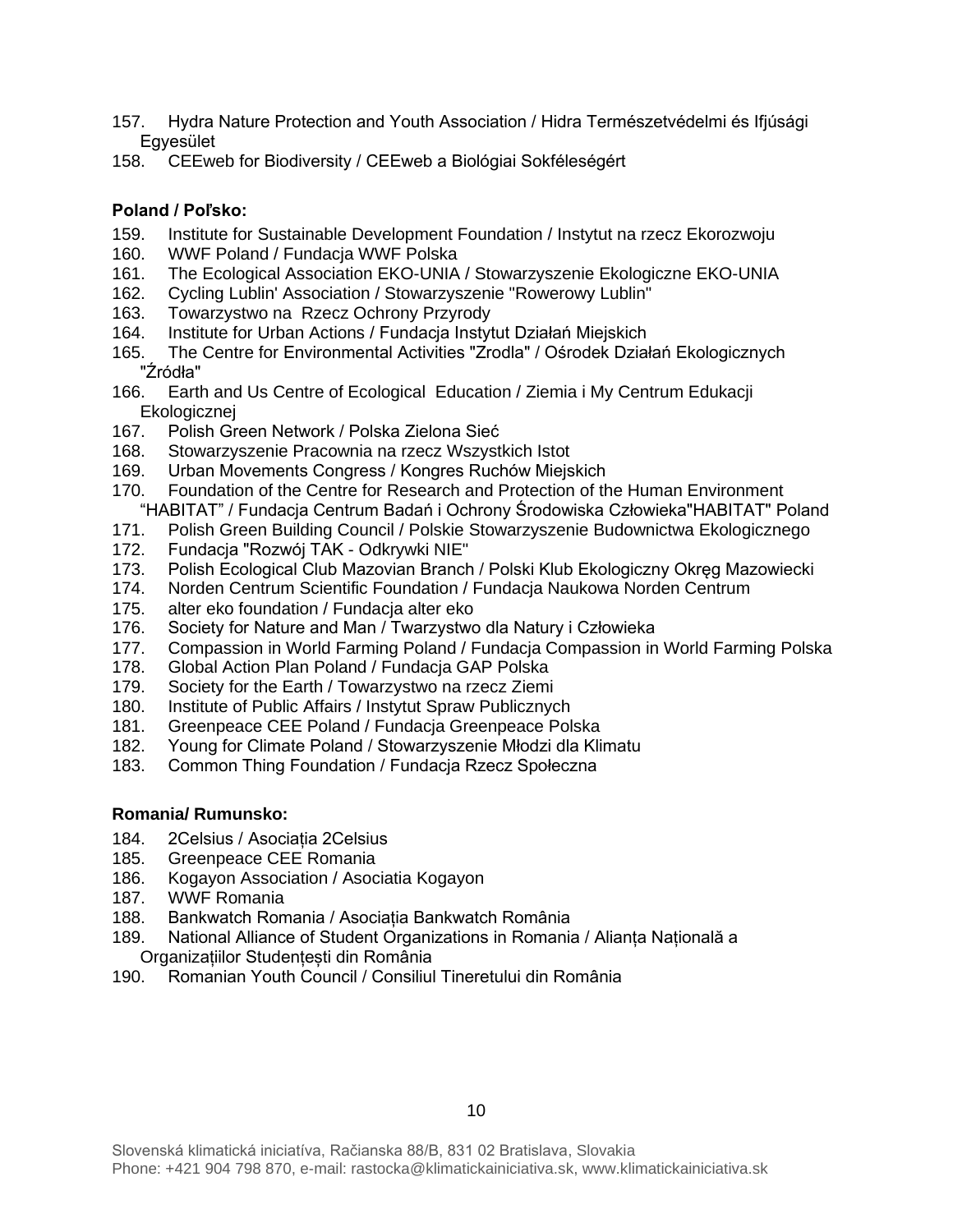157. Hydra Nature Protection and Youth Association / Hidra Természetvédelmi és Ifjúsági Egyesület
158. CEEweb for Biodiversity / CEEweb a Biológiai Sokféleségért

**Poland / Poľsko:**

159. Institute for Sustainable Development Foundation / Instytut na rzecz Ekorozwoju
160. WWF Poland / Fundacja WWF Polska
161. The Ecological Association EKO-UNIA / Stowarzyszenie Ekologiczne EKO-UNIA
162. Cycling Lublin' Association / Stowarzyszenie "Rowerowy Lublin"
163. Towarzystwo na Rzecz Ochrony Przyrody
164. Institute for Urban Actions / Fundacja Instytut Działań Miejskich
165. The Centre for Environmental Activities "Zrodla" / Ośrodek Działań Ekologicznych "Źródła"
166. Earth and Us Centre of Ecological Education / Ziemia i My Centrum Edukacji Ekologicznej
167. Polish Green Network / Polska Zielona Sieć
168. Stowarzyszenie Pracownia na rzecz Wszystkich Istot
169. Urban Movements Congress / Kongres Ruchów Miejskich
170. Foundation of the Centre for Research and Protection of the Human Environment "HABITAT" / Fundacja Centrum Badań i Ochrony Środowiska Człowieka"HABITAT" Poland
171. Polish Green Building Council / Polskie Stowarzyszenie Budownictwa Ekologicznego
172. Fundacja "Rozwój TAK - Odkrywki NIE"
173. Polish Ecological Club Mazovian Branch / Polski Klub Ekologiczny Okręg Mazowiecki
174. Norden Centrum Scientific Foundation / Fundacja Naukowa Norden Centrum
175. alter eko foundation / Fundacja alter eko
176. Society for Nature and Man / Twarzystwo dla Natury i Człowieka
177. Compassion in World Farming Poland / Fundacja Compassion in World Farming Polska
178. Global Action Plan Poland / Fundacja GAP Polska
179. Society for the Earth / Towarzystwo na rzecz Ziemi
180. Institute of Public Affairs / Instytut Spraw Publicznych
181. Greenpeace CEE Poland / Fundacja Greenpeace Polska
182. Young for Climate Poland / Stowarzyszenie Młodzi dla Klimatu
183. Common Thing Foundation / Fundacja Rzecz Społeczna

**Romania/ Rumunsko:**

184. 2Celsius / Asociația 2Celsius
185. Greenpeace CEE Romania
186. Kogayon Association / Asociatia Kogayon
187. WWF Romania
188. Bankwatch Romania / Asociația Bankwatch România
189. National Alliance of Student Organizations in Romania / Alianța Națională a Organizațiilor Studențești din România
190. Romanian Youth Council / Consiliul Tineretului din România